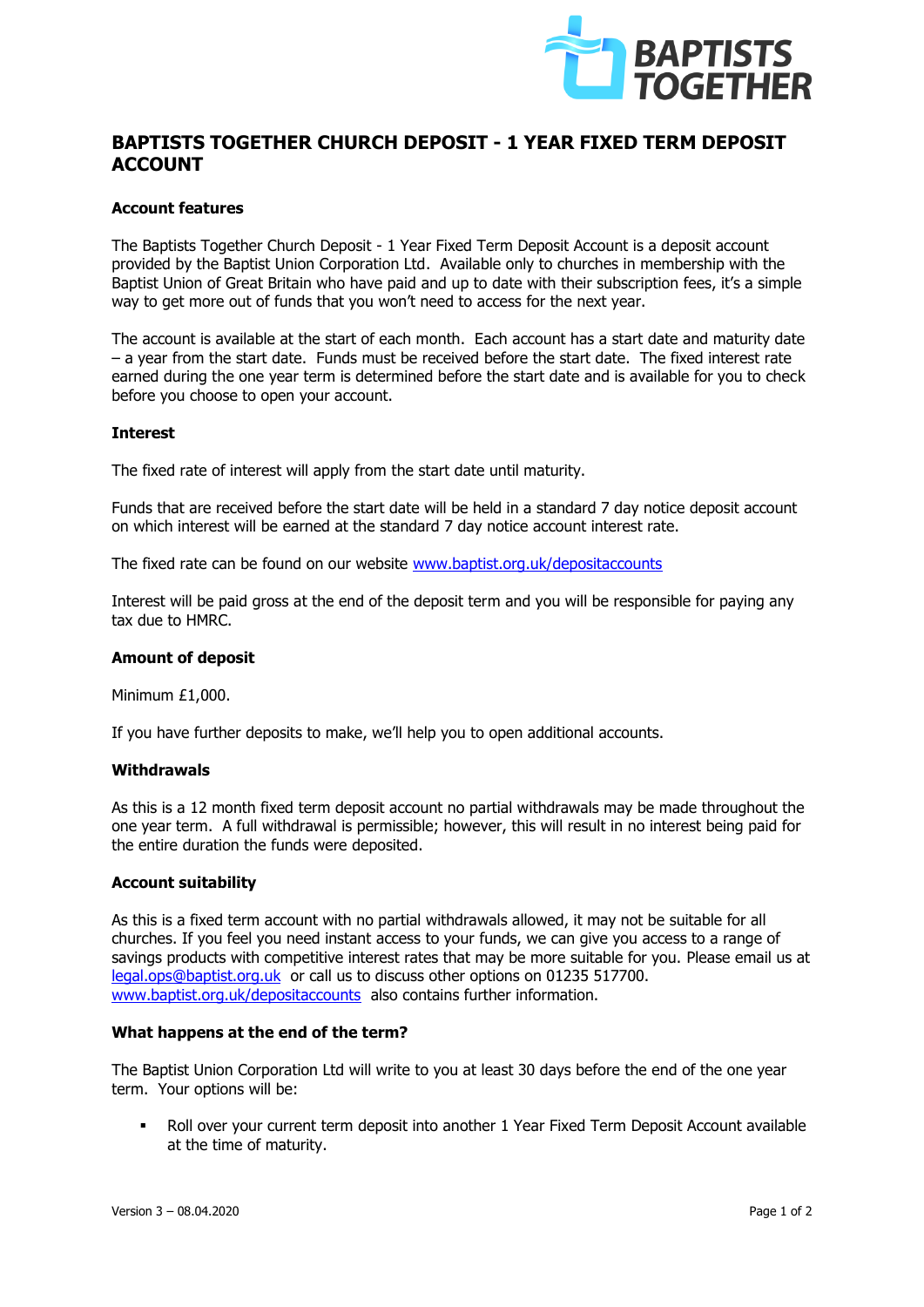# BAPTISTS TOGETHER CHURCH DEPOSIT - 1 YEAR FIXED TERM DEPOSIT ACCOUNT

### Account features

The Baptists Together Church Deposit - 1 Year Fixed Term Deposit Account is a deposit account provided by the Baptist Union Corporation Ltd. Available only to churches in membership with the Baptist Union of Great Britain who have paid and up to date with their subscription fees, it's a simple way to get more out of funds that you won't need to access for the next year.

The account is available at the start of each month. Each account has a start date and maturity date – a year from the start date. Funds must be received before the start date. The fixed interest rate earned during the one year term is determined before the start date and is available for you to check before you choose to open your account.

### Interest

The fixed rate of interest will apply from the start date until maturity.

Funds that are received before the start date will be held in a standard 7 day notice deposit account on which interest will be earned at the standard 7 day notice account interest rate.

The fixed rate can be found on our website www.baptist.org.uk/depositaccounts

Interest will be paid gross at the end of the deposit term and you will be responsible for paying any tax due to HMRC.

### Amount of deposit

Minimum £1,000.

If you have further deposits to make, we'll help you to open additional accounts.

### Withdrawals

As this is a 12 month fixed term deposit account no partial withdrawals may be made throughout the one year term. A full withdrawal is permissible; however, this will result in no interest being paid for the entire duration the funds were deposited.

### Account suitability

As this is a fixed term account with no partial withdrawals allowed, it may not be suitable for all churches. If you feel you need instant access to your funds, we can give you access to a range of savings products with competitive interest rates that may be more suitable for you. Please email us at legal.ops@baptist.org.uk or call us to discuss other options on 01235 517700. www.baptist.org.uk/depositaccounts also contains further information.

### What happens at the end of the term?

The Baptist Union Corporation Ltd will write to you at least 30 days before the end of the one year term. Your options will be:

- Roll over your current term deposit into another 1 Year Fixed Term Deposit Account available at the time of maturity.

Version 3 – 08.04.2020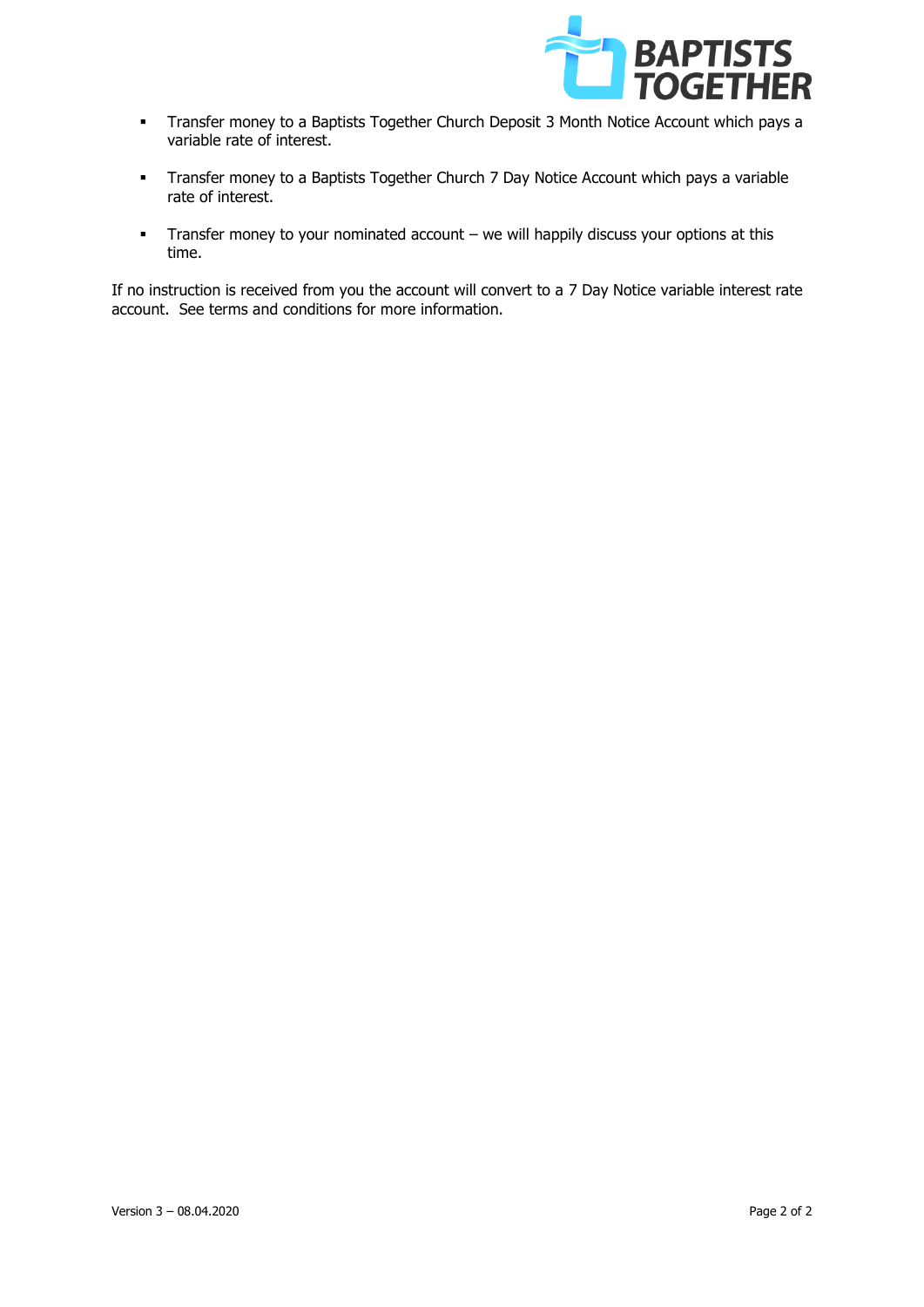- Transfer money to a Baptists Together Church Deposit 3 Month Notice Account which pays a variable rate of interest.

- Transfer money to a Baptists Together Church 7 Day Notice Account which pays a variable rate of interest.

- Transfer money to your nominated account – we will happily discuss your options at this time.

If no instruction is received from you the account will convert to a 7 Day Notice variable interest rate account. See terms and conditions for more information.

Version 3 – 08.04.2020